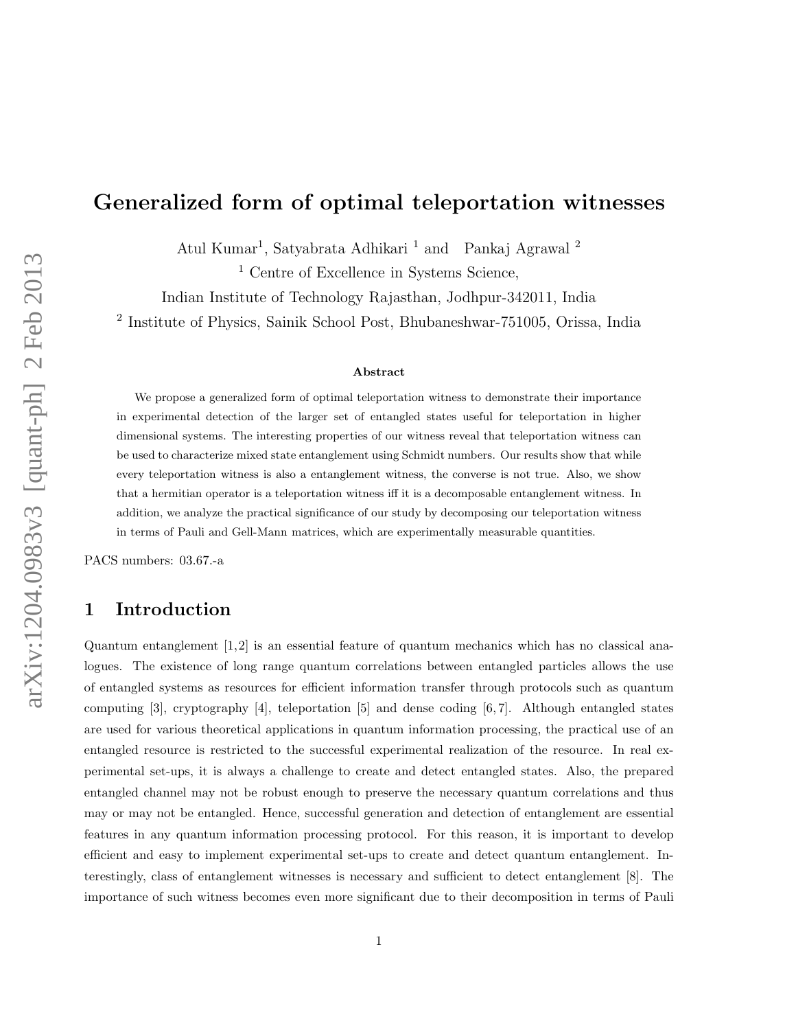# Generalized form of optimal teleportation witnesses

Atul Kumar[1], Satyabrata Adhikari [1] and Pankaj Agrawal [2]

[1] Centre of Excellence in Systems Science,

Indian Institute of Technology Rajasthan, Jodhpur-342011, India

[2] Institute of Physics, Sainik School Post, Bhubaneshwar-751005, Orissa, India

### Abstract

We propose a generalized form of optimal teleportation witness to demonstrate their importance in experimental detection of the larger set of entangled states useful for teleportation in higher dimensional systems. The interesting properties of our witness reveal that teleportation witness can be used to characterize mixed state entanglement using Schmidt numbers. Our results show that while every teleportation witness is also a entanglement witness, the converse is not true. Also, we show that a hermitian operator is a teleportation witness iff it is a decomposable entanglement witness. In addition, we analyze the practical significance of our study by decomposing our teleportation witness in terms of Pauli and Gell-Mann matrices, which are experimentally measurable quantities.

PACS numbers: 03.67.-a

## 1 Introduction

Quantum entanglement [1,2] is an essential feature of quantum mechanics which has no classical analogues. The existence of long range quantum correlations between entangled particles allows the use of entangled systems as resources for efficient information transfer through protocols such as quantum computing [3], cryptography [4], teleportation [5] and dense coding [6,7]. Although entangled states are used for various theoretical applications in quantum information processing, the practical use of an entangled resource is restricted to the successful experimental realization of the resource. In real experimental set-ups, it is always a challenge to create and detect entangled states. Also, the prepared entangled channel may not be robust enough to preserve the necessary quantum correlations and thus may or may not be entangled. Hence, successful generation and detection of entanglement are essential features in any quantum information processing protocol. For this reason, it is important to develop efficient and easy to implement experimental set-ups to create and detect quantum entanglement. Interestingly, class of entanglement witnesses is necessary and sufficient to detect entanglement [8]. The importance of such witness becomes even more significant due to their decomposition in terms of Pauli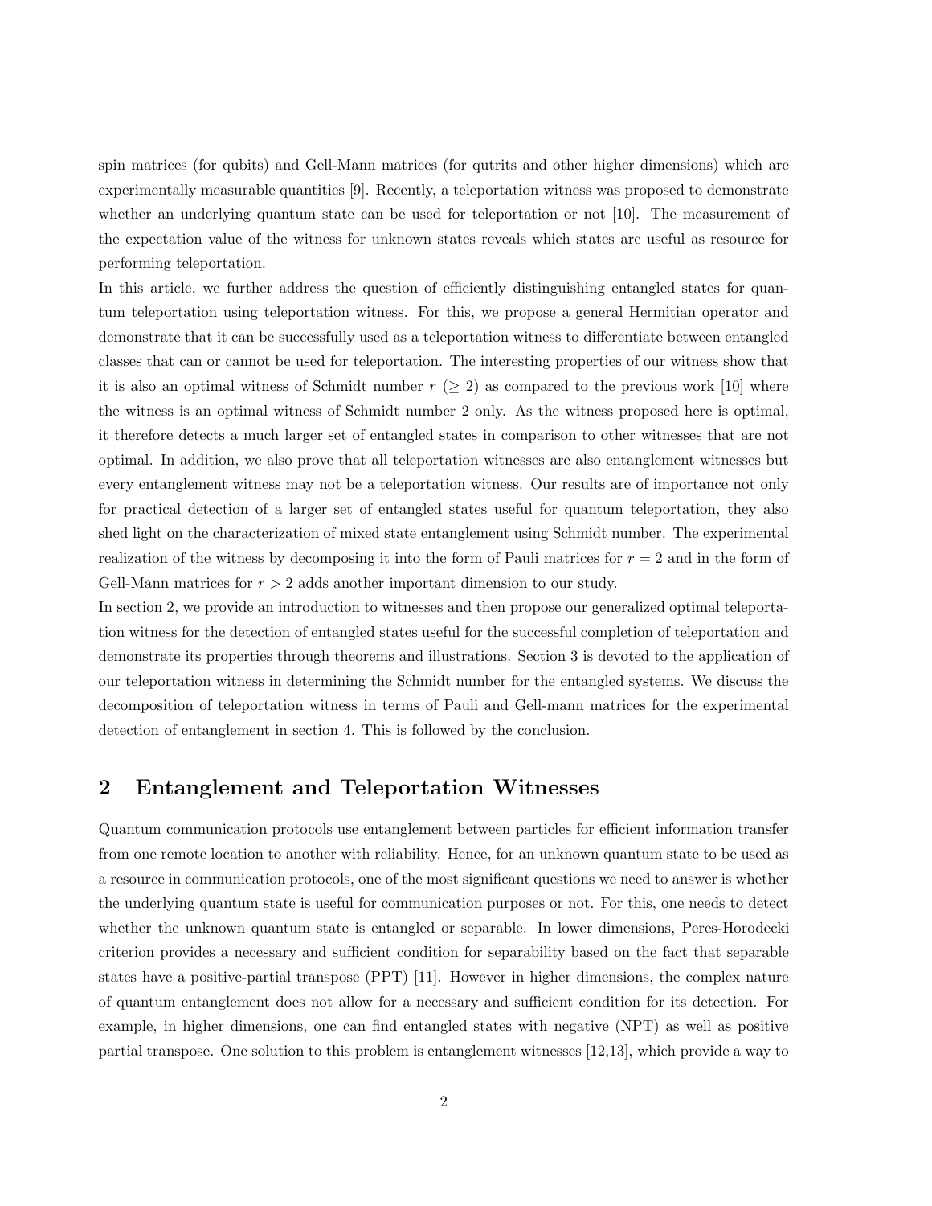spin matrices (for qubits) and Gell-Mann matrices (for qutrits and other higher dimensions) which are experimentally measurable quantities [9]. Recently, a teleportation witness was proposed to demonstrate whether an underlying quantum state can be used for teleportation or not [10]. The measurement of the expectation value of the witness for unknown states reveals which states are useful as resource for performing teleportation.

In this article, we further address the question of efficiently distinguishing entangled states for quantum teleportation using teleportation witness. For this, we propose a general Hermitian operator and demonstrate that it can be successfully used as a teleportation witness to differentiate between entangled classes that can or cannot be used for teleportation. The interesting properties of our witness show that it is also an optimal witness of Schmidt number $r$ ($\geq 2$) as compared to the previous work [10] where the witness is an optimal witness of Schmidt number 2 only. As the witness proposed here is optimal, it therefore detects a much larger set of entangled states in comparison to other witnesses that are not optimal. In addition, we also prove that all teleportation witnesses are also entanglement witnesses but every entanglement witness may not be a teleportation witness. Our results are of importance not only for practical detection of a larger set of entangled states useful for quantum teleportation, they also shed light on the characterization of mixed state entanglement using Schmidt number. The experimental realization of the witness by decomposing it into the form of Pauli matrices for $r = 2$ and in the form of Gell-Mann matrices for $r > 2$ adds another important dimension to our study.

In section 2, we provide an introduction to witnesses and then propose our generalized optimal teleportation witness for the detection of entangled states useful for the successful completion of teleportation and demonstrate its properties through theorems and illustrations. Section 3 is devoted to the application of our teleportation witness in determining the Schmidt number for the entangled systems. We discuss the decomposition of teleportation witness in terms of Pauli and Gell-mann matrices for the experimental detection of entanglement in section 4. This is followed by the conclusion.

## 2 Entanglement and Teleportation Witnesses

Quantum communication protocols use entanglement between particles for efficient information transfer from one remote location to another with reliability. Hence, for an unknown quantum state to be used as a resource in communication protocols, one of the most significant questions we need to answer is whether the underlying quantum state is useful for communication purposes or not. For this, one needs to detect whether the unknown quantum state is entangled or separable. In lower dimensions, Peres-Horodecki criterion provides a necessary and sufficient condition for separability based on the fact that separable states have a positive-partial transpose (PPT) [11]. However in higher dimensions, the complex nature of quantum entanglement does not allow for a necessary and sufficient condition for its detection. For example, in higher dimensions, one can find entangled states with negative (NPT) as well as positive partial transpose. One solution to this problem is entanglement witnesses [12,13], which provide a way to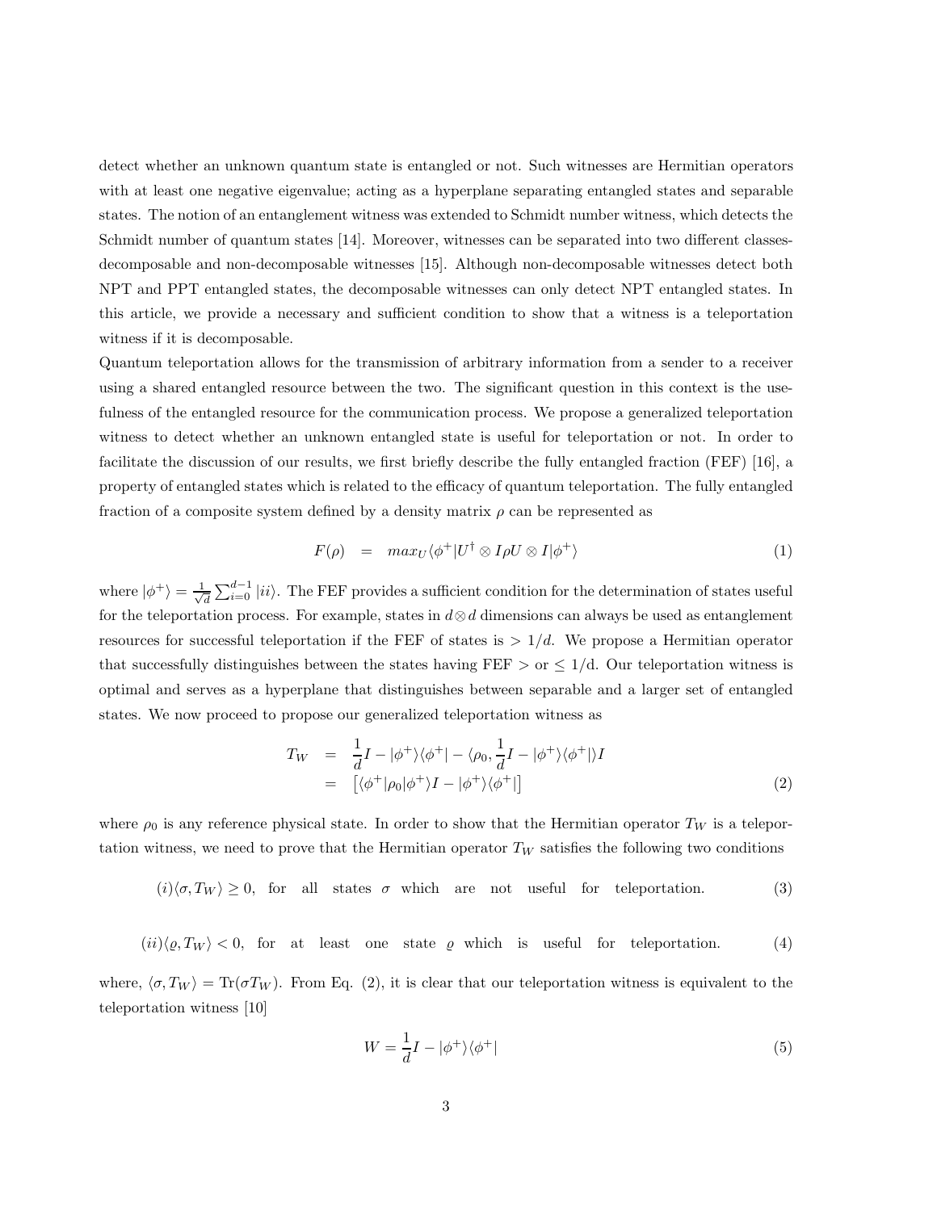detect whether an unknown quantum state is entangled or not. Such witnesses are Hermitian operators with at least one negative eigenvalue; acting as a hyperplane separating entangled states and separable states. The notion of an entanglement witness was extended to Schmidt number witness, which detects the Schmidt number of quantum states [14]. Moreover, witnesses can be separated into two different classes- decomposable and non-decomposable witnesses [15]. Although non-decomposable witnesses detect both NPT and PPT entangled states, the decomposable witnesses can only detect NPT entangled states. In this article, we provide a necessary and sufficient condition to show that a witness is a teleportation witness if it is decomposable.

Quantum teleportation allows for the transmission of arbitrary information from a sender to a receiver using a shared entangled resource between the two. The significant question in this context is the usefulness of the entangled resource for the communication process. We propose a generalized teleportation witness to detect whether an unknown entangled state is useful for teleportation or not. In order to facilitate the discussion of our results, we first briefly describe the fully entangled fraction (FEF) [16], a property of entangled states which is related to the efficacy of quantum teleportation. The fully entangled fraction of a composite system defined by a density matrix $\rho$ can be represented as

$$F(\rho) \quad = \quad max_U \langle \phi^+ | U^\dagger \otimes I \rho U \otimes I | \phi^+ \rangle \tag{1}$$

where $|\phi^+\rangle = \frac{1}{\sqrt{d}} \sum_{i=0}^{d-1} |ii\rangle$. The FEF provides a sufficient condition for the determination of states useful for the teleportation process. For example, states in $d \otimes d$ dimensions can always be used as entanglement resources for successful teleportation if the FEF of states is $> 1/d$. We propose a Hermitian operator that successfully distinguishes between the states having FEF $>$ or $\leq 1/\text{d}$. Our teleportation witness is optimal and serves as a hyperplane that distinguishes between separable and a larger set of entangled states. We now proceed to propose our generalized teleportation witness as

$$\begin{aligned} T_W &= \frac{1}{d} I - |\phi^+\rangle\langle\phi^+| - \langle \rho_0, \frac{1}{d} I - |\phi^+\rangle\langle\phi^+| \rangle I \\ &= \left[ \langle \phi^+ | \rho_0 | \phi^+ \rangle I - |\phi^+\rangle\langle\phi^+| \right] \end{aligned} \tag{2}$$

where $\rho_0$ is any reference physical state. In order to show that the Hermitian operator $T_W$ is a teleportation witness, we need to prove that the Hermitian operator $T_W$ satisfies the following two conditions

$$(i) \langle \sigma, T_W \rangle \geq 0, \quad \text{for all states } \sigma \text{ which are not useful for teleportation.} \tag{3}$$

$$(ii) \langle \varrho, T_W \rangle < 0, \quad \text{for at least one state } \varrho \text{ which is useful for teleportation.} \tag{4}$$

where, $\langle \sigma, T_W \rangle = \text{Tr}(\sigma T_W)$. From Eq. (2), it is clear that our teleportation witness is equivalent to the teleportation witness [10]

$$W = \frac{1}{d} I - |\phi^+\rangle\langle\phi^+| \tag{5}$$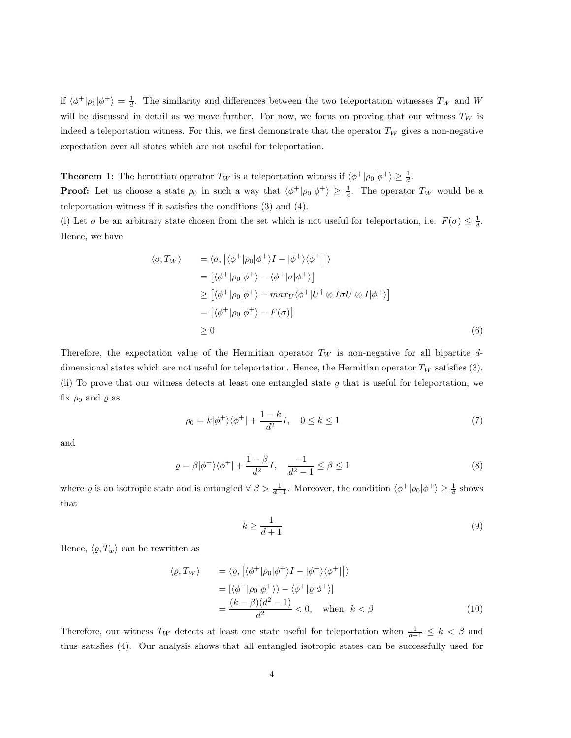if $\langle\phi^+|\rho_0|\phi^+\rangle = \frac{1}{d}$. The similarity and differences between the two teleportation witnesses $T_W$ and $W$ will be discussed in detail as we move further. For now, we focus on proving that our witness $T_W$ is indeed a teleportation witness. For this, we first demonstrate that the operator $T_W$ gives a non-negative expectation over all states which are not useful for teleportation.

**Theorem 1:** The hermitian operator $T_W$ is a teleportation witness if $\langle\phi^+|\rho_0|\phi^+\rangle \geq \frac{1}{d}$.

**Proof:** Let us choose a state $\rho_0$ in such a way that $\langle\phi^+|\rho_0|\phi^+\rangle \geq \frac{1}{d}$. The operator $T_W$ would be a teleportation witness if it satisfies the conditions (3) and (4).

(i) Let $\sigma$ be an arbitrary state chosen from the set which is not useful for teleportation, i.e. $F(\sigma) \leq \frac{1}{d}$. Hence, we have

$$
\begin{aligned}
\langle\sigma, T_W\rangle \quad &= \langle\sigma, \left[\langle\phi^+|\rho_0|\phi^+\rangle I - |\phi^+\rangle\langle\phi^+|\right]\rangle \\
&= \left[\langle\phi^+|\rho_0|\phi^+\rangle - \langle\phi^+|\sigma|\phi^+\rangle\right] \\
&\geq \left[\langle\phi^+|\rho_0|\phi^+\rangle - max_U\langle\phi^+|U^\dagger \otimes I\sigma U \otimes I|\phi^+\rangle\right] \\
&= \left[\langle\phi^+|\rho_0|\phi^+\rangle - F(\sigma)\right] \\
&\geq 0
\end{aligned} \tag{6}
$$

Therefore, the expectation value of the Hermitian operator $T_W$ is non-negative for all bipartite $d$-dimensional states which are not useful for teleportation. Hence, the Hermitian operator $T_W$ satisfies (3).

(ii) To prove that our witness detects at least one entangled state $\varrho$ that is useful for teleportation, we fix $\rho_0$ and $\varrho$ as

$$
\rho_0 = k|\phi^+\rangle\langle\phi^+| + \frac{1-k}{d^2}I, \quad 0 \leq k \leq 1 \tag{7}
$$

and

$$
\varrho = \beta|\phi^+\rangle\langle\phi^+| + \frac{1-\beta}{d^2}I, \quad \frac{-1}{d^2-1} \leq \beta \leq 1 \tag{8}
$$

where $\varrho$ is an isotropic state and is entangled $\forall\ \beta > \frac{1}{d+1}$. Moreover, the condition $\langle\phi^+|\rho_0|\phi^+\rangle \geq \frac{1}{d}$ shows that

$$
k \geq \frac{1}{d+1} \tag{9}
$$

Hence, $\langle\varrho, T_w\rangle$ can be rewritten as

$$
\begin{aligned}
\langle\varrho, T_W\rangle \quad &= \langle\varrho, \left[\langle\phi^+|\rho_0|\phi^+\rangle I - |\phi^+\rangle\langle\phi^+|\right]\rangle \\
&= [\langle\phi^+|\rho_0|\phi^+\rangle) - \langle\phi^+|\varrho|\phi^+\rangle] \\
&= \frac{(k-\beta)(d^2-1)}{d^2} < 0, \quad \text{when} \quad k < \beta
\end{aligned} \tag{10}
$$

Therefore, our witness $T_W$ detects at least one state useful for teleportation when $\frac{1}{d+1} \leq k < \beta$ and thus satisfies (4). Our analysis shows that all entangled isotropic states can be successfully used for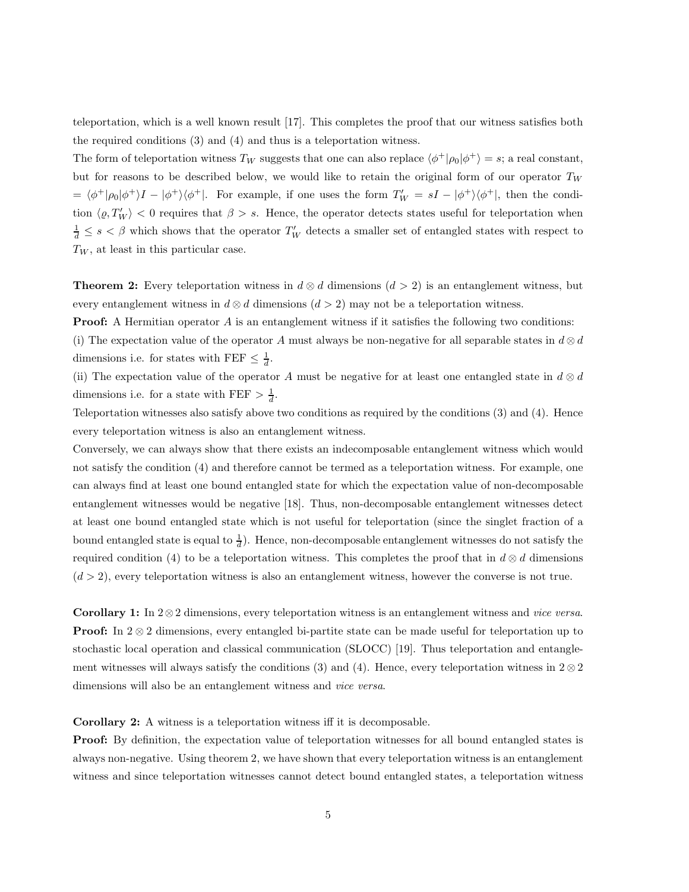teleportation, which is a well known result [17]. This completes the proof that our witness satisfies both the required conditions (3) and (4) and thus is a teleportation witness.

The form of teleportation witness $T_W$ suggests that one can also replace $\langle\phi^+|\rho_0|\phi^+\rangle = s$; a real constant, but for reasons to be described below, we would like to retain the original form of our operator $T_W$ $= \langle\phi^+|\rho_0|\phi^+\rangle I - |\phi^+\rangle\langle\phi^+|$. For example, if one uses the form $T'_W = sI - |\phi^+\rangle\langle\phi^+|$, then the condition $\langle\varrho, T'_W\rangle < 0$ requires that $\beta > s$. Hence, the operator detects states useful for teleportation when $\frac{1}{d} \leq s < \beta$ which shows that the operator $T'_W$ detects a smaller set of entangled states with respect to $T_W$, at least in this particular case.

**Theorem 2:** Every teleportation witness in $d \otimes d$ dimensions ($d > 2$) is an entanglement witness, but every entanglement witness in $d \otimes d$ dimensions ($d > 2$) may not be a teleportation witness.

**Proof:** A Hermitian operator $A$ is an entanglement witness if it satisfies the following two conditions:

(i) The expectation value of the operator $A$ must always be non-negative for all separable states in $d \otimes d$ dimensions i.e. for states with FEF $\leq \frac{1}{d}$.

(ii) The expectation value of the operator $A$ must be negative for at least one entangled state in $d \otimes d$ dimensions i.e. for a state with FEF $> \frac{1}{d}$.

Teleportation witnesses also satisfy above two conditions as required by the conditions (3) and (4). Hence every teleportation witness is also an entanglement witness.

Conversely, we can always show that there exists an indecomposable entanglement witness which would not satisfy the condition (4) and therefore cannot be termed as a teleportation witness. For example, one can always find at least one bound entangled state for which the expectation value of non-decomposable entanglement witnesses would be negative [18]. Thus, non-decomposable entanglement witnesses detect at least one bound entangled state which is not useful for teleportation (since the singlet fraction of a bound entangled state is equal to $\frac{1}{d}$). Hence, non-decomposable entanglement witnesses do not satisfy the required condition (4) to be a teleportation witness. This completes the proof that in $d \otimes d$ dimensions ($d > 2$), every teleportation witness is also an entanglement witness, however the converse is not true.

**Corollary 1:** In $2 \otimes 2$ dimensions, every teleportation witness is an entanglement witness and *vice versa*.

**Proof:** In $2 \otimes 2$ dimensions, every entangled bi-partite state can be made useful for teleportation up to stochastic local operation and classical communication (SLOCC) [19]. Thus teleportation and entanglement witnesses will always satisfy the conditions (3) and (4). Hence, every teleportation witness in $2 \otimes 2$ dimensions will also be an entanglement witness and *vice versa*.

**Corollary 2:** A witness is a teleportation witness iff it is decomposable.

**Proof:** By definition, the expectation value of teleportation witnesses for all bound entangled states is always non-negative. Using theorem 2, we have shown that every teleportation witness is an entanglement witness and since teleportation witnesses cannot detect bound entangled states, a teleportation witness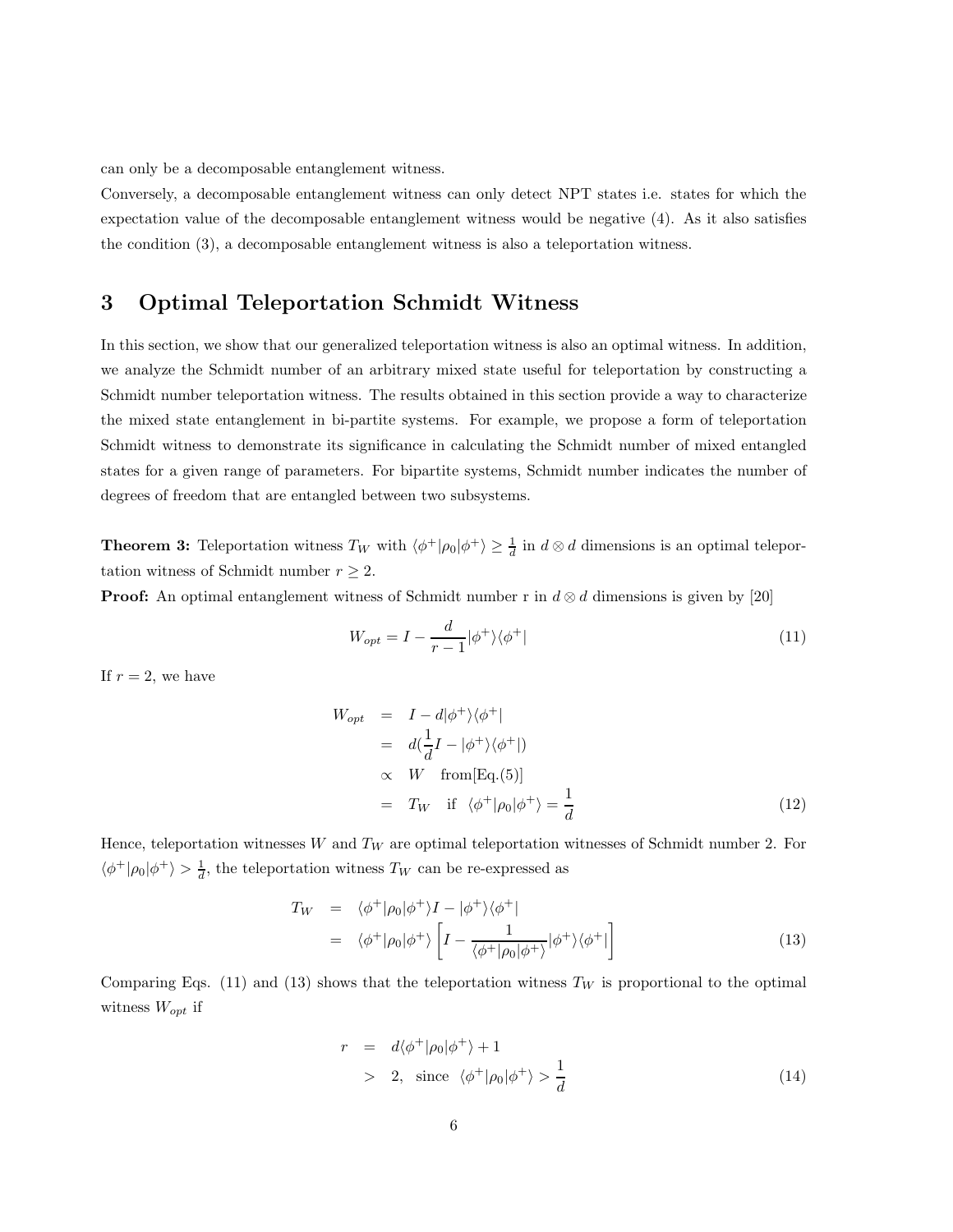can only be a decomposable entanglement witness.

Conversely, a decomposable entanglement witness can only detect NPT states i.e. states for which the expectation value of the decomposable entanglement witness would be negative (4). As it also satisfies the condition (3), a decomposable entanglement witness is also a teleportation witness.

## 3 Optimal Teleportation Schmidt Witness

In this section, we show that our generalized teleportation witness is also an optimal witness. In addition, we analyze the Schmidt number of an arbitrary mixed state useful for teleportation by constructing a Schmidt number teleportation witness. The results obtained in this section provide a way to characterize the mixed state entanglement in bi-partite systems. For example, we propose a form of teleportation Schmidt witness to demonstrate its significance in calculating the Schmidt number of mixed entangled states for a given range of parameters. For bipartite systems, Schmidt number indicates the number of degrees of freedom that are entangled between two subsystems.

**Theorem 3:** Teleportation witness $T_W$ with $\langle\phi^+|\rho_0|\phi^+\rangle \geq \frac{1}{d}$ in $d \otimes d$ dimensions is an optimal teleportation witness of Schmidt number $r \geq 2$.

**Proof:** An optimal entanglement witness of Schmidt number r in $d \otimes d$ dimensions is given by [20]

$$W_{opt} = I - \frac{d}{r-1}|\phi^+\rangle\langle\phi^+| \tag{11}$$

If $r = 2$, we have

$$\begin{aligned} W_{opt} &= I - d|\phi^+\rangle\langle\phi^+| \\ &= d(\frac{1}{d}I - |\phi^+\rangle\langle\phi^+|) \\ &\propto W \quad \text{from[Eq.(5)]} \\ &= T_W \quad \text{if } \langle\phi^+|\rho_0|\phi^+\rangle = \frac{1}{d} \end{aligned} \tag{12}$$

Hence, teleportation witnesses $W$ and $T_W$ are optimal teleportation witnesses of Schmidt number 2. For $\langle\phi^+|\rho_0|\phi^+\rangle > \frac{1}{d}$, the teleportation witness $T_W$ can be re-expressed as

$$\begin{aligned} T_W &= \langle\phi^+|\rho_0|\phi^+\rangle I - |\phi^+\rangle\langle\phi^+| \\ &= \langle\phi^+|\rho_0|\phi^+\rangle \left[I - \frac{1}{\langle\phi^+|\rho_0|\phi^+\rangle}|\phi^+\rangle\langle\phi^+|\right] \end{aligned} \tag{13}$$

Comparing Eqs. (11) and (13) shows that the teleportation witness $T_W$ is proportional to the optimal witness $W_{opt}$ if

$$\begin{aligned} r &= d\langle\phi^+|\rho_0|\phi^+\rangle + 1 \\ &> 2, \quad \text{since } \langle\phi^+|\rho_0|\phi^+\rangle > \frac{1}{d} \end{aligned} \tag{14}$$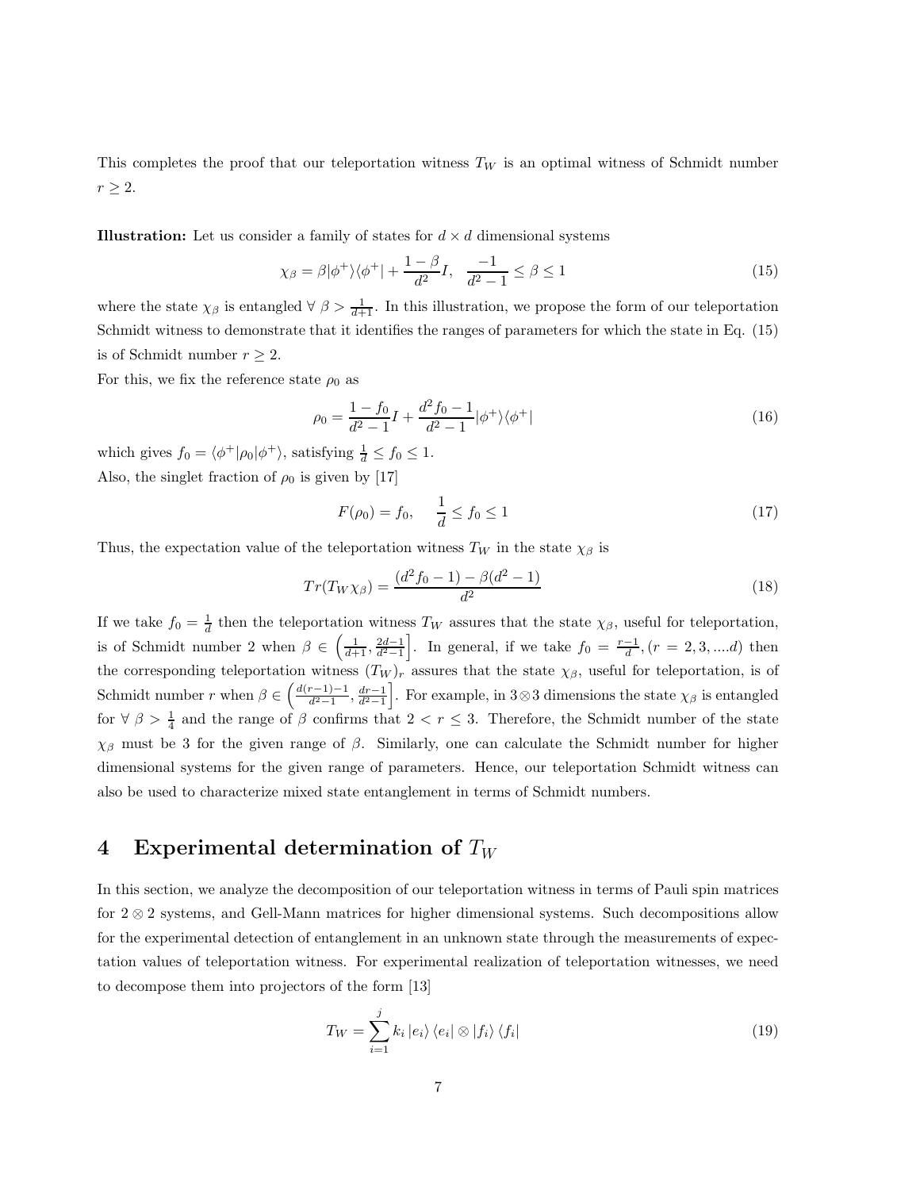This completes the proof that our teleportation witness $T_W$ is an optimal witness of Schmidt number $r \geq 2$.

**Illustration:** Let us consider a family of states for $d \times d$ dimensional systems

$$\chi_\beta = \beta|\phi^+\rangle\langle\phi^+| + \frac{1-\beta}{d^2}I, \quad \frac{-1}{d^2-1} \leq \beta \leq 1 \tag{15}$$

where the state $\chi_\beta$ is entangled $\forall\ \beta > \frac{1}{d+1}$. In this illustration, we propose the form of our teleportation Schmidt witness to demonstrate that it identifies the ranges of parameters for which the state in Eq. (15) is of Schmidt number $r \geq 2$.

For this, we fix the reference state $\rho_0$ as

$$\rho_0 = \frac{1-f_0}{d^2-1}I + \frac{d^2 f_0 - 1}{d^2-1}|\phi^+\rangle\langle\phi^+| \tag{16}$$

which gives $f_0 = \langle\phi^+|\rho_0|\phi^+\rangle$, satisfying $\frac{1}{d} \leq f_0 \leq 1$.

Also, the singlet fraction of $\rho_0$ is given by [17]

$$F(\rho_0) = f_0, \quad \frac{1}{d} \leq f_0 \leq 1 \tag{17}$$

Thus, the expectation value of the teleportation witness $T_W$ in the state $\chi_\beta$ is

$$Tr(T_W \chi_\beta) = \frac{(d^2 f_0 - 1) - \beta(d^2-1)}{d^2} \tag{18}$$

If we take $f_0 = \frac{1}{d}$ then the teleportation witness $T_W$ assures that the state $\chi_\beta$, useful for teleportation, is of Schmidt number 2 when $\beta \in \left(\frac{1}{d+1}, \frac{2d-1}{d^2-1}\right]$. In general, if we take $f_0 = \frac{r-1}{d}, (r = 2, 3, ....d)$ then the corresponding teleportation witness $(T_W)_r$ assures that the state $\chi_\beta$, useful for teleportation, is of Schmidt number $r$ when $\beta \in \left(\frac{d(r-1)-1}{d^2-1}, \frac{dr-1}{d^2-1}\right]$. For example, in $3 \otimes 3$ dimensions the state $\chi_\beta$ is entangled for $\forall\ \beta > \frac{1}{4}$ and the range of $\beta$ confirms that $2 < r \leq 3$. Therefore, the Schmidt number of the state $\chi_\beta$ must be 3 for the given range of $\beta$. Similarly, one can calculate the Schmidt number for higher dimensional systems for the given range of parameters. Hence, our teleportation Schmidt witness can also be used to characterize mixed state entanglement in terms of Schmidt numbers.

# 4 Experimental determination of $T_W$

In this section, we analyze the decomposition of our teleportation witness in terms of Pauli spin matrices for $2 \otimes 2$ systems, and Gell-Mann matrices for higher dimensional systems. Such decompositions allow for the experimental detection of entanglement in an unknown state through the measurements of expectation values of teleportation witness. For experimental realization of teleportation witnesses, we need to decompose them into projectors of the form [13]

$$T_W = \sum_{i=1}^{j} k_i \left|e_i\right\rangle\left\langle e_i\right| \otimes \left|f_i\right\rangle\left\langle f_i\right| \tag{19}$$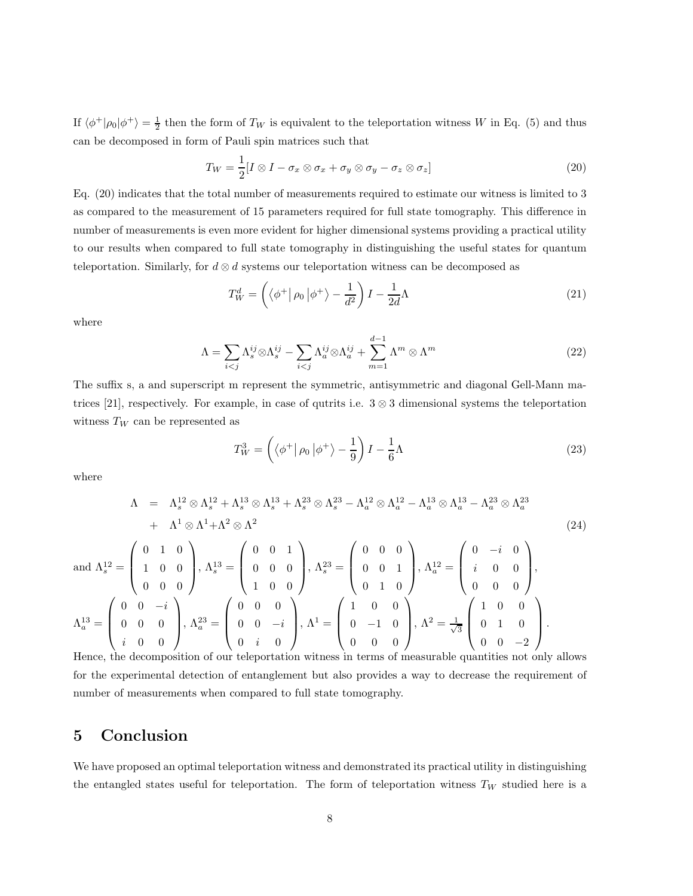If $\langle\phi^+|\rho_0|\phi^+\rangle = \frac{1}{2}$ then the form of $T_W$ is equivalent to the teleportation witness $W$ in Eq. (5) and thus can be decomposed in form of Pauli spin matrices such that

$$T_W = \frac{1}{2}[I \otimes I - \sigma_x \otimes \sigma_x + \sigma_y \otimes \sigma_y - \sigma_z \otimes \sigma_z] \tag{20}$$

Eq. (20) indicates that the total number of measurements required to estimate our witness is limited to 3 as compared to the measurement of 15 parameters required for full state tomography. This difference in number of measurements is even more evident for higher dimensional systems providing a practical utility to our results when compared to full state tomography in distinguishing the useful states for quantum teleportation. Similarly, for $d \otimes d$ systems our teleportation witness can be decomposed as

$$T_W^d = \left(\left\langle\phi^+\right| \rho_0 \left|\phi^+\right\rangle - \frac{1}{d^2}\right) I - \frac{1}{2d}\Lambda \tag{21}$$

where

$$\Lambda = \sum_{i<j} \Lambda_s^{ij} \otimes \Lambda_s^{ij} - \sum_{i<j} \Lambda_a^{ij} \otimes \Lambda_a^{ij} + \sum_{m=1}^{d-1} \Lambda^m \otimes \Lambda^m \tag{22}$$

The suffix s, a and superscript m represent the symmetric, antisymmetric and diagonal Gell-Mann matrices [21], respectively. For example, in case of qutrits i.e. $3 \otimes 3$ dimensional systems the teleportation witness $T_W$ can be represented as

$$T_W^3 = \left(\left\langle\phi^+\right| \rho_0 \left|\phi^+\right\rangle - \frac{1}{9}\right) I - \frac{1}{6}\Lambda \tag{23}$$

where

$$\begin{aligned}
\Lambda &= \Lambda_s^{12} \otimes \Lambda_s^{12} + \Lambda_s^{13} \otimes \Lambda_s^{13} + \Lambda_s^{23} \otimes \Lambda_s^{23} - \Lambda_a^{12} \otimes \Lambda_a^{12} - \Lambda_a^{13} \otimes \Lambda_a^{13} - \Lambda_a^{23} \otimes \Lambda_a^{23} \\
&+ \Lambda^1 \otimes \Lambda^1 + \Lambda^2 \otimes \Lambda^2
\end{aligned} \tag{24}$$

and $\Lambda_s^{12} = \begin{pmatrix} 0 & 1 & 0 \\ 1 & 0 & 0 \\ 0 & 0 & 0 \end{pmatrix}$, $\Lambda_s^{13} = \begin{pmatrix} 0 & 0 & 1 \\ 0 & 0 & 0 \\ 1 & 0 & 0 \end{pmatrix}$, $\Lambda_s^{23} = \begin{pmatrix} 0 & 0 & 0 \\ 0 & 0 & 1 \\ 0 & 1 & 0 \end{pmatrix}$, $\Lambda_a^{12} = \begin{pmatrix} 0 & -i & 0 \\ i & 0 & 0 \\ 0 & 0 & 0 \end{pmatrix}$,

$\Lambda_a^{13} = \begin{pmatrix} 0 & 0 & -i \\ 0 & 0 & 0 \\ i & 0 & 0 \end{pmatrix}$, $\Lambda_a^{23} = \begin{pmatrix} 0 & 0 & 0 \\ 0 & 0 & -i \\ 0 & i & 0 \end{pmatrix}$, $\Lambda^1 = \begin{pmatrix} 1 & 0 & 0 \\ 0 & -1 & 0 \\ 0 & 0 & 0 \end{pmatrix}$, $\Lambda^2 = \frac{1}{\sqrt{3}} \begin{pmatrix} 1 & 0 & 0 \\ 0 & 1 & 0 \\ 0 & 0 & -2 \end{pmatrix}$.

Hence, the decomposition of our teleportation witness in terms of measurable quantities not only allows for the experimental detection of entanglement but also provides a way to decrease the requirement of number of measurements when compared to full state tomography.

## 5 Conclusion

We have proposed an optimal teleportation witness and demonstrated its practical utility in distinguishing the entangled states useful for teleportation. The form of teleportation witness $T_W$ studied here is a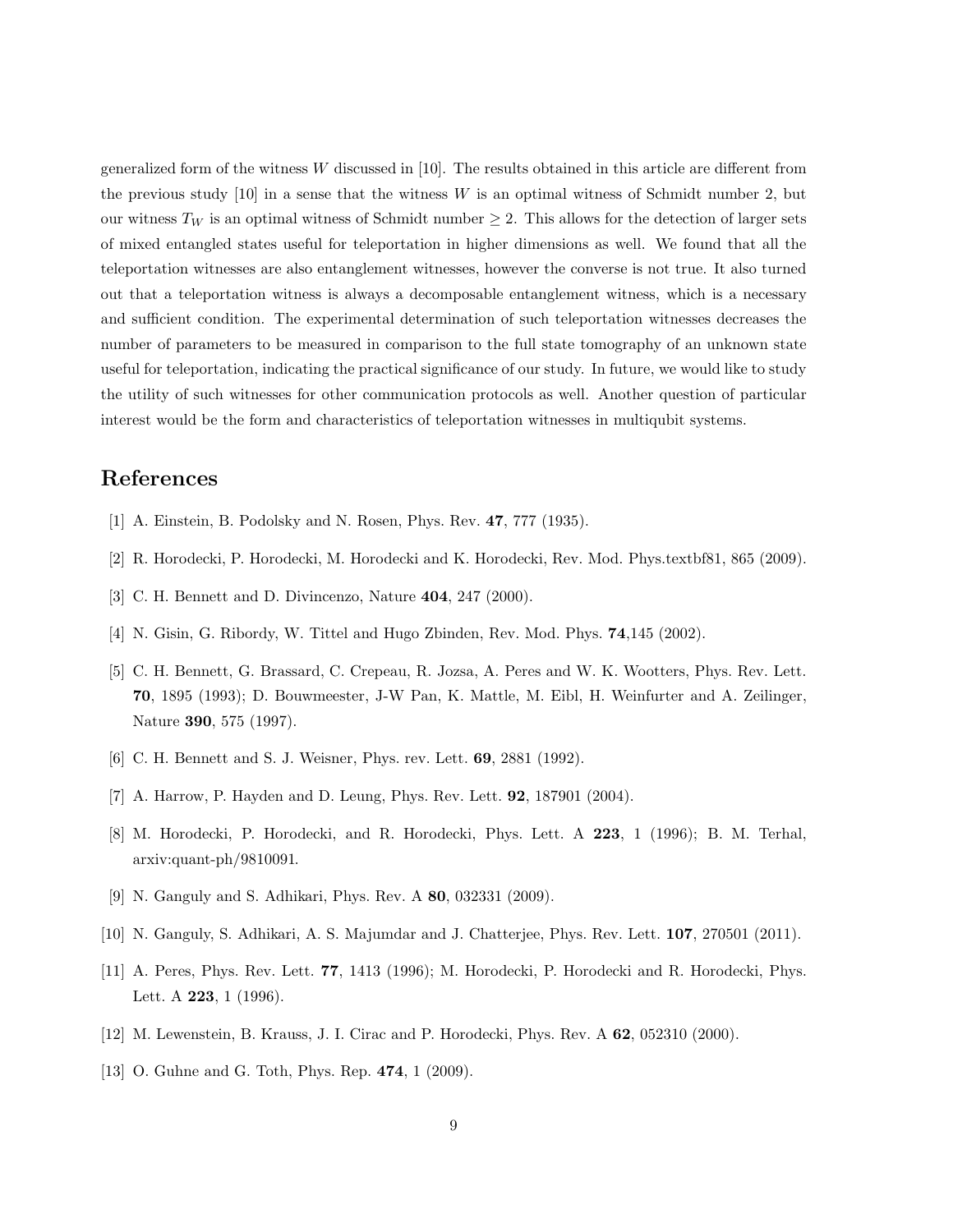generalized form of the witness $W$ discussed in [10]. The results obtained in this article are different from the previous study [10] in a sense that the witness $W$ is an optimal witness of Schmidt number 2, but our witness $T_W$ is an optimal witness of Schmidt number $\geq 2$. This allows for the detection of larger sets of mixed entangled states useful for teleportation in higher dimensions as well. We found that all the teleportation witnesses are also entanglement witnesses, however the converse is not true. It also turned out that a teleportation witness is always a decomposable entanglement witness, which is a necessary and sufficient condition. The experimental determination of such teleportation witnesses decreases the number of parameters to be measured in comparison to the full state tomography of an unknown state useful for teleportation, indicating the practical significance of our study. In future, we would like to study the utility of such witnesses for other communication protocols as well. Another question of particular interest would be the form and characteristics of teleportation witnesses in multiqubit systems.

## References

[1] A. Einstein, B. Podolsky and N. Rosen, Phys. Rev. **47**, 777 (1935).

[2] R. Horodecki, P. Horodecki, M. Horodecki and K. Horodecki, Rev. Mod. Phys.textbf81, 865 (2009).

[3] C. H. Bennett and D. Divincenzo, Nature **404**, 247 (2000).

[4] N. Gisin, G. Ribordy, W. Tittel and Hugo Zbinden, Rev. Mod. Phys. **74**,145 (2002).

[5] C. H. Bennett, G. Brassard, C. Crepeau, R. Jozsa, A. Peres and W. K. Wootters, Phys. Rev. Lett. **70**, 1895 (1993); D. Bouwmeester, J-W Pan, K. Mattle, M. Eibl, H. Weinfurter and A. Zeilinger, Nature **390**, 575 (1997).

[6] C. H. Bennett and S. J. Weisner, Phys. rev. Lett. **69**, 2881 (1992).

[7] A. Harrow, P. Hayden and D. Leung, Phys. Rev. Lett. **92**, 187901 (2004).

[8] M. Horodecki, P. Horodecki, and R. Horodecki, Phys. Lett. A **223**, 1 (1996); B. M. Terhal, arxiv:quant-ph/9810091.

[9] N. Ganguly and S. Adhikari, Phys. Rev. A **80**, 032331 (2009).

[10] N. Ganguly, S. Adhikari, A. S. Majumdar and J. Chatterjee, Phys. Rev. Lett. **107**, 270501 (2011).

[11] A. Peres, Phys. Rev. Lett. **77**, 1413 (1996); M. Horodecki, P. Horodecki and R. Horodecki, Phys. Lett. A **223**, 1 (1996).

[12] M. Lewenstein, B. Krauss, J. I. Cirac and P. Horodecki, Phys. Rev. A **62**, 052310 (2000).

[13] O. Guhne and G. Toth, Phys. Rep. **474**, 1 (2009).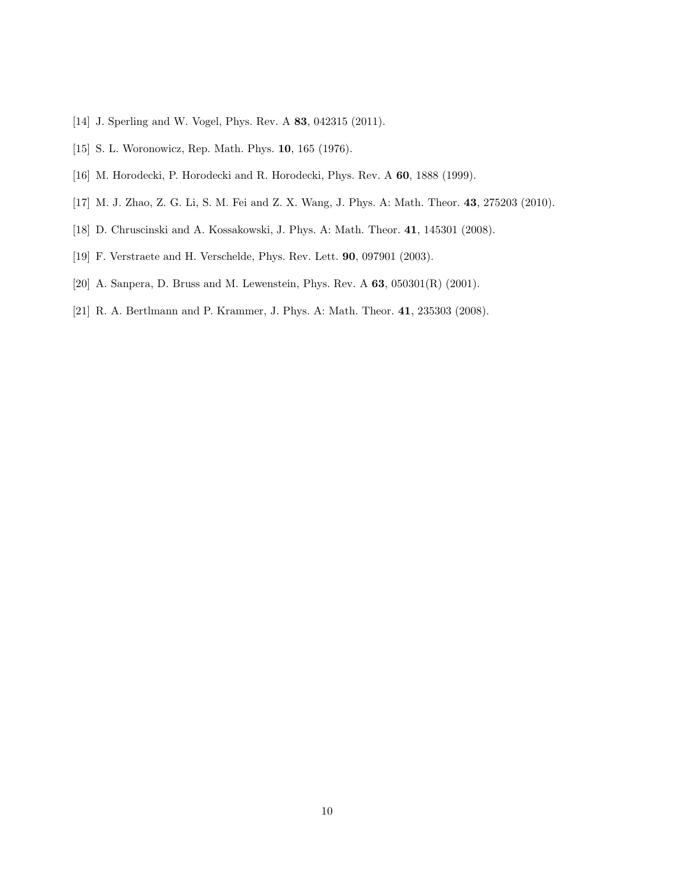[14] J. Sperling and W. Vogel, Phys. Rev. A **83**, 042315 (2011).

[15] S. L. Woronowicz, Rep. Math. Phys. **10**, 165 (1976).

[16] M. Horodecki, P. Horodecki and R. Horodecki, Phys. Rev. A **60**, 1888 (1999).

[17] M. J. Zhao, Z. G. Li, S. M. Fei and Z. X. Wang, J. Phys. A: Math. Theor. **43**, 275203 (2010).

[18] D. Chruscinski and A. Kossakowski, J. Phys. A: Math. Theor. **41**, 145301 (2008).

[19] F. Verstraete and H. Verschelde, Phys. Rev. Lett. **90**, 097901 (2003).

[20] A. Sanpera, D. Bruss and M. Lewenstein, Phys. Rev. A **63**, 050301(R) (2001).

[21] R. A. Bertlmann and P. Krammer, J. Phys. A: Math. Theor. **41**, 235303 (2008).